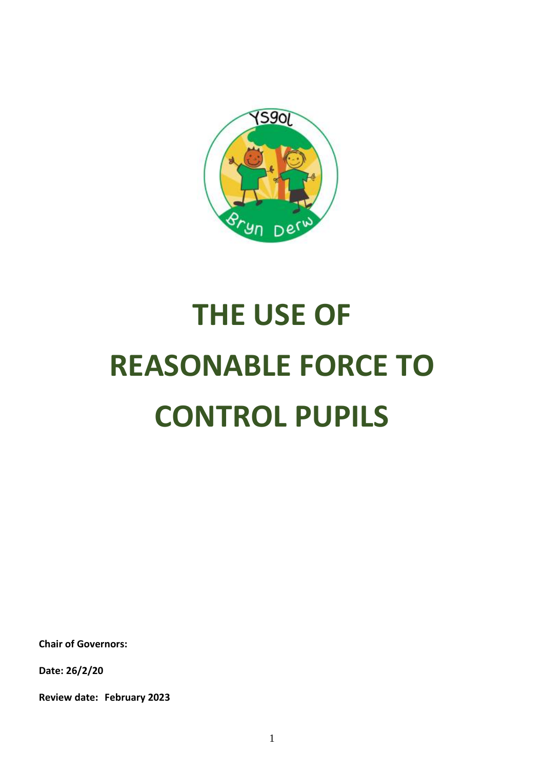# THE USE OF REASONABLE FORCE TO CONTROL PUPILS

**Chair of Governors:**

**Date: 26/2/20**

**Review date: February 2023**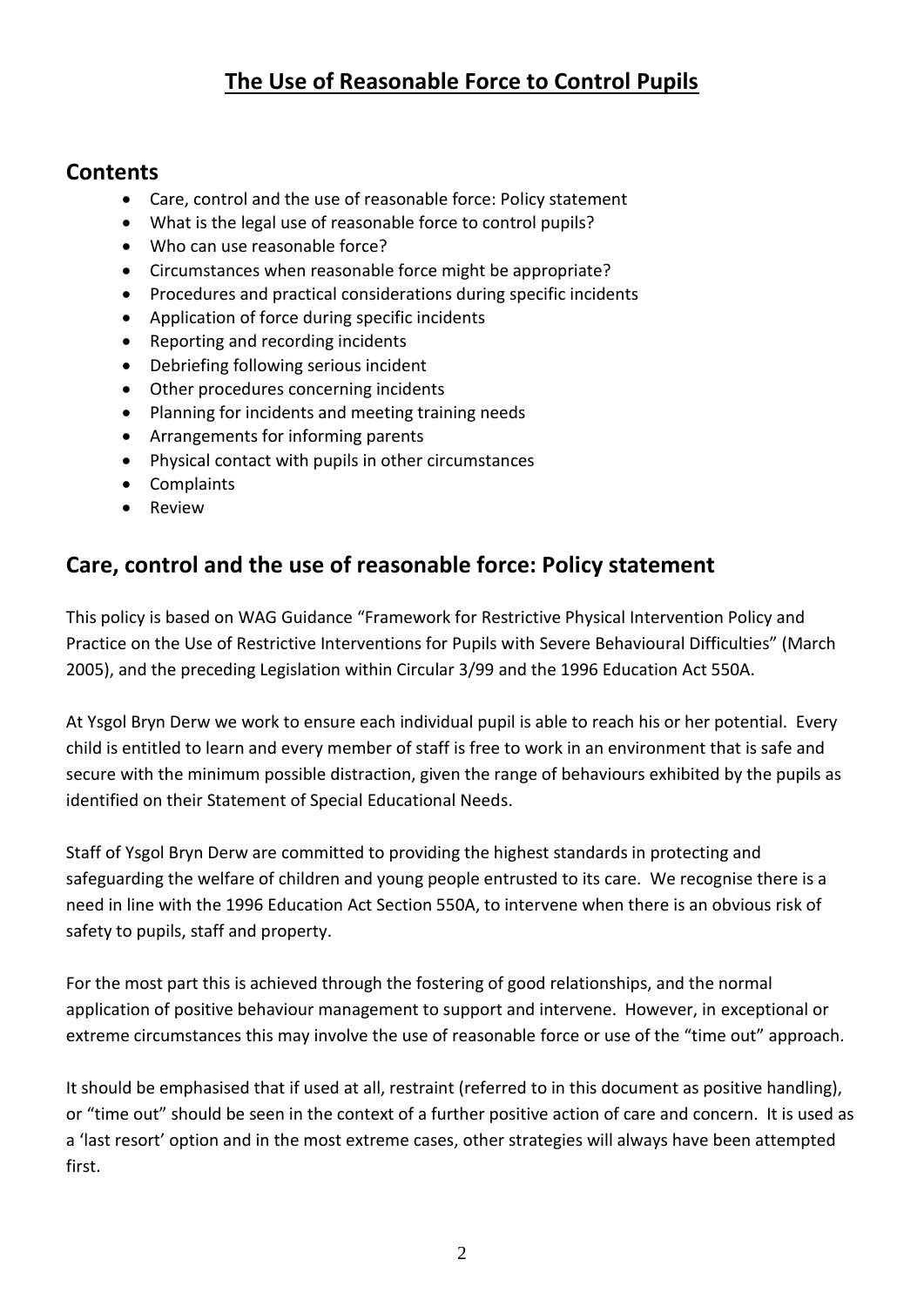# The Use of Reasonable Force to Control Pupils

## Contents

- Care, control and the use of reasonable force: Policy statement
- What is the legal use of reasonable force to control pupils?
- Who can use reasonable force?
- Circumstances when reasonable force might be appropriate?
- Procedures and practical considerations during specific incidents
- Application of force during specific incidents
- Reporting and recording incidents
- Debriefing following serious incident
- Other procedures concerning incidents
- Planning for incidents and meeting training needs
- Arrangements for informing parents
- Physical contact with pupils in other circumstances
- Complaints
- Review

## Care, control and the use of reasonable force: Policy statement

This policy is based on WAG Guidance "Framework for Restrictive Physical Intervention Policy and Practice on the Use of Restrictive Interventions for Pupils with Severe Behavioural Difficulties" (March 2005), and the preceding Legislation within Circular 3/99 and the 1996 Education Act 550A.

At Ysgol Bryn Derw we work to ensure each individual pupil is able to reach his or her potential. Every child is entitled to learn and every member of staff is free to work in an environment that is safe and secure with the minimum possible distraction, given the range of behaviours exhibited by the pupils as identified on their Statement of Special Educational Needs.

Staff of Ysgol Bryn Derw are committed to providing the highest standards in protecting and safeguarding the welfare of children and young people entrusted to its care. We recognise there is a need in line with the 1996 Education Act Section 550A, to intervene when there is an obvious risk of safety to pupils, staff and property.

For the most part this is achieved through the fostering of good relationships, and the normal application of positive behaviour management to support and intervene. However, in exceptional or extreme circumstances this may involve the use of reasonable force or use of the "time out" approach.

It should be emphasised that if used at all, restraint (referred to in this document as positive handling), or "time out" should be seen in the context of a further positive action of care and concern. It is used as a 'last resort' option and in the most extreme cases, other strategies will always have been attempted first.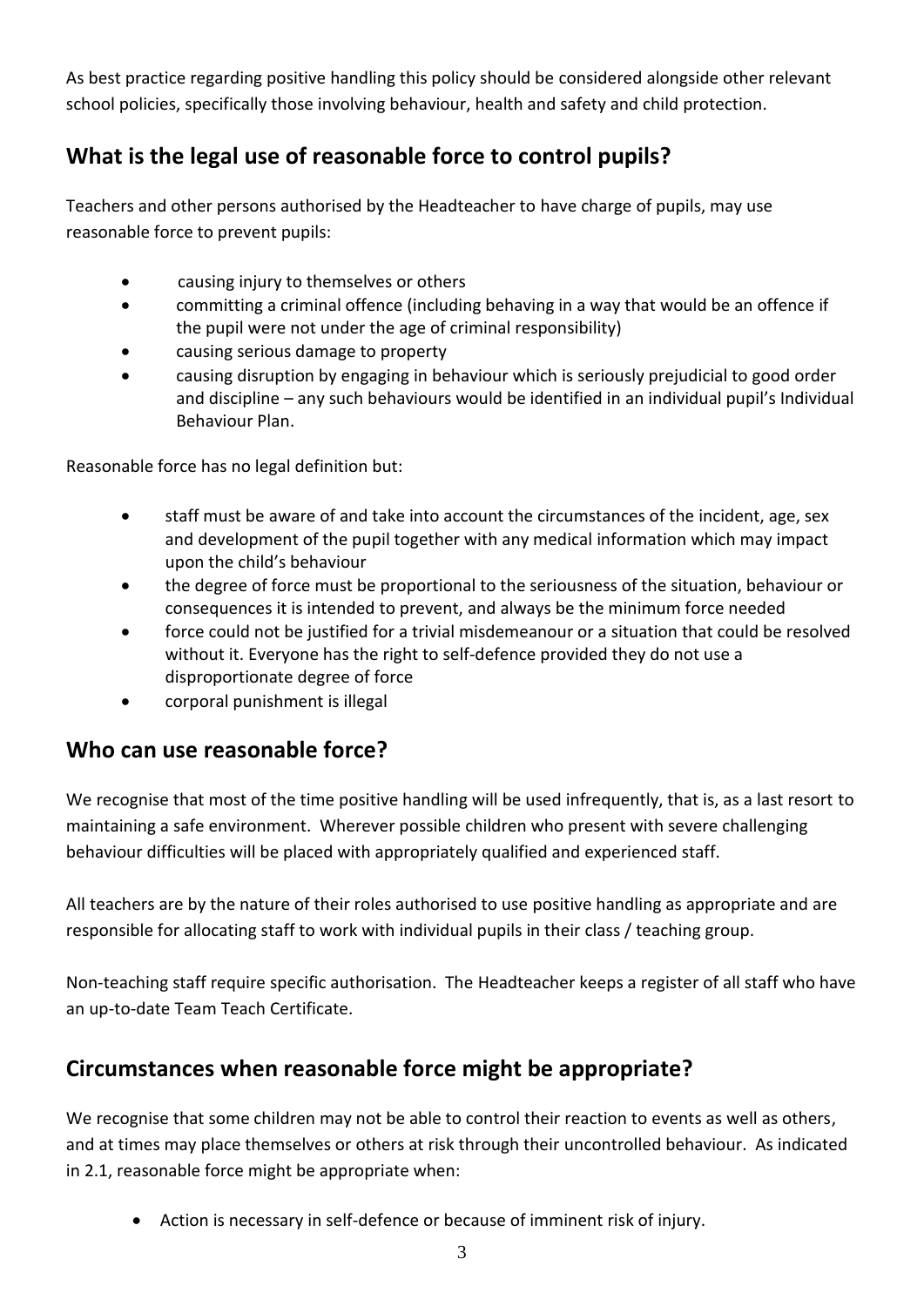As best practice regarding positive handling this policy should be considered alongside other relevant school policies, specifically those involving behaviour, health and safety and child protection.

## What is the legal use of reasonable force to control pupils?

Teachers and other persons authorised by the Headteacher to have charge of pupils, may use reasonable force to prevent pupils:

- causing injury to themselves or others
- committing a criminal offence (including behaving in a way that would be an offence if the pupil were not under the age of criminal responsibility)
- causing serious damage to property
- causing disruption by engaging in behaviour which is seriously prejudicial to good order and discipline – any such behaviours would be identified in an individual pupil's Individual Behaviour Plan.

Reasonable force has no legal definition but:

- staff must be aware of and take into account the circumstances of the incident, age, sex and development of the pupil together with any medical information which may impact upon the child's behaviour
- the degree of force must be proportional to the seriousness of the situation, behaviour or consequences it is intended to prevent, and always be the minimum force needed
- force could not be justified for a trivial misdemeanour or a situation that could be resolved without it. Everyone has the right to self-defence provided they do not use a disproportionate degree of force
- corporal punishment is illegal

## Who can use reasonable force?

We recognise that most of the time positive handling will be used infrequently, that is, as a last resort to maintaining a safe environment. Wherever possible children who present with severe challenging behaviour difficulties will be placed with appropriately qualified and experienced staff.

All teachers are by the nature of their roles authorised to use positive handling as appropriate and are responsible for allocating staff to work with individual pupils in their class / teaching group.

Non-teaching staff require specific authorisation. The Headteacher keeps a register of all staff who have an up-to-date Team Teach Certificate.

## Circumstances when reasonable force might be appropriate?

We recognise that some children may not be able to control their reaction to events as well as others, and at times may place themselves or others at risk through their uncontrolled behaviour. As indicated in 2.1, reasonable force might be appropriate when:

- Action is necessary in self-defence or because of imminent risk of injury.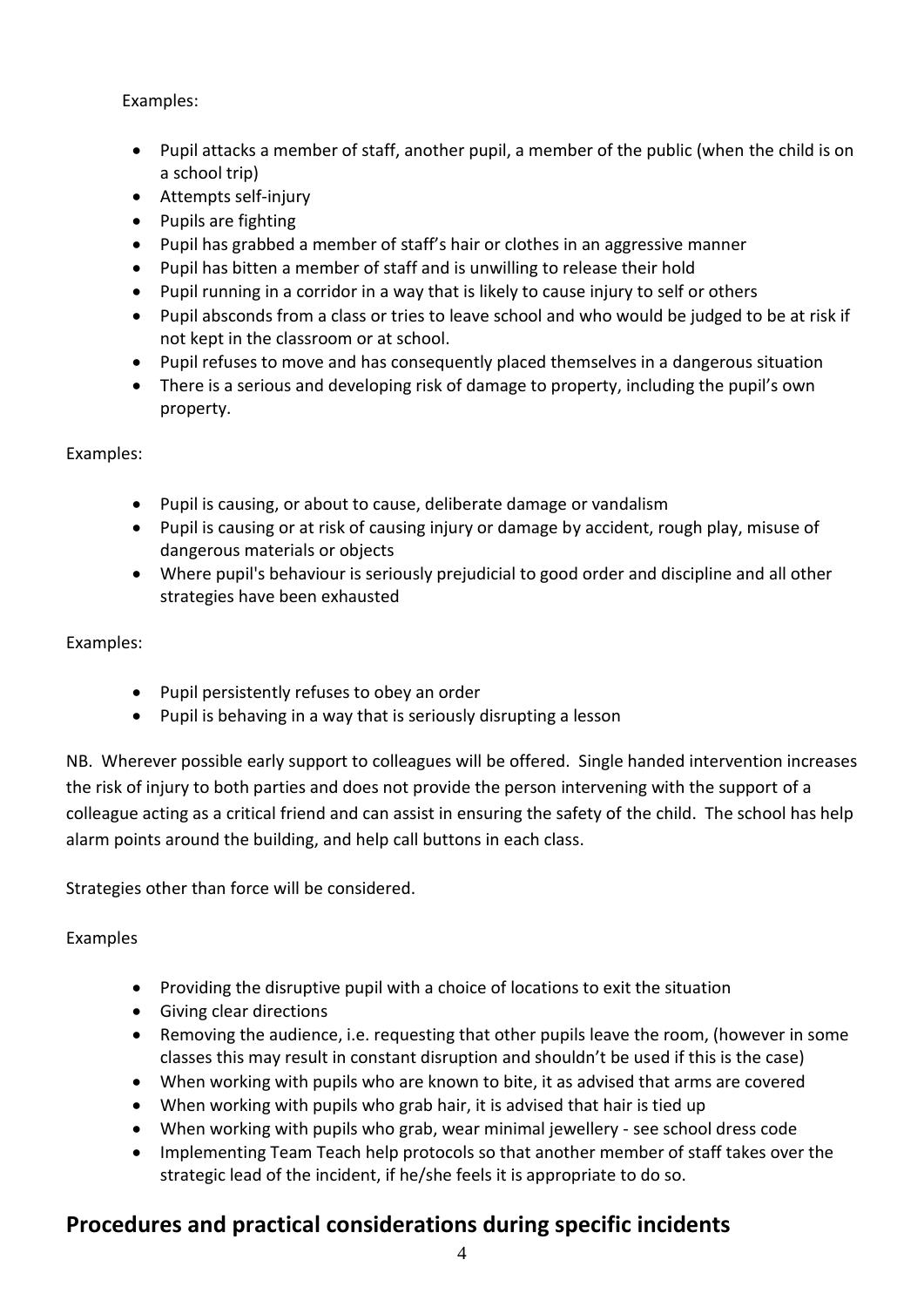Examples:

- Pupil attacks a member of staff, another pupil, a member of the public (when the child is on a school trip)
- Attempts self-injury
- Pupils are fighting
- Pupil has grabbed a member of staff's hair or clothes in an aggressive manner
- Pupil has bitten a member of staff and is unwilling to release their hold
- Pupil running in a corridor in a way that is likely to cause injury to self or others
- Pupil absconds from a class or tries to leave school and who would be judged to be at risk if not kept in the classroom or at school.
- Pupil refuses to move and has consequently placed themselves in a dangerous situation
- There is a serious and developing risk of damage to property, including the pupil's own property.

Examples:

- Pupil is causing, or about to cause, deliberate damage or vandalism
- Pupil is causing or at risk of causing injury or damage by accident, rough play, misuse of dangerous materials or objects
- Where pupil's behaviour is seriously prejudicial to good order and discipline and all other strategies have been exhausted

Examples:

- Pupil persistently refuses to obey an order
- Pupil is behaving in a way that is seriously disrupting a lesson

NB. Wherever possible early support to colleagues will be offered. Single handed intervention increases the risk of injury to both parties and does not provide the person intervening with the support of a colleague acting as a critical friend and can assist in ensuring the safety of the child. The school has help alarm points around the building, and help call buttons in each class.

Strategies other than force will be considered.

Examples

- Providing the disruptive pupil with a choice of locations to exit the situation
- Giving clear directions
- Removing the audience, i.e. requesting that other pupils leave the room, (however in some classes this may result in constant disruption and shouldn't be used if this is the case)
- When working with pupils who are known to bite, it as advised that arms are covered
- When working with pupils who grab hair, it is advised that hair is tied up
- When working with pupils who grab, wear minimal jewellery - see school dress code
- Implementing Team Teach help protocols so that another member of staff takes over the strategic lead of the incident, if he/she feels it is appropriate to do so.

## Procedures and practical considerations during specific incidents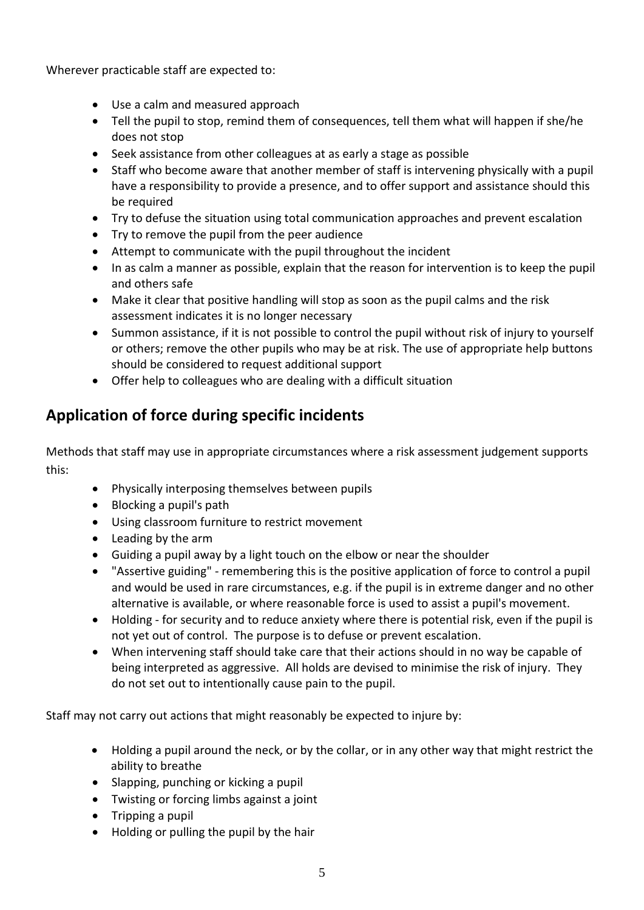Wherever practicable staff are expected to:

- Use a calm and measured approach
- Tell the pupil to stop, remind them of consequences, tell them what will happen if she/he does not stop
- Seek assistance from other colleagues at as early a stage as possible
- Staff who become aware that another member of staff is intervening physically with a pupil have a responsibility to provide a presence, and to offer support and assistance should this be required
- Try to defuse the situation using total communication approaches and prevent escalation
- Try to remove the pupil from the peer audience
- Attempt to communicate with the pupil throughout the incident
- In as calm a manner as possible, explain that the reason for intervention is to keep the pupil and others safe
- Make it clear that positive handling will stop as soon as the pupil calms and the risk assessment indicates it is no longer necessary
- Summon assistance, if it is not possible to control the pupil without risk of injury to yourself or others; remove the other pupils who may be at risk. The use of appropriate help buttons should be considered to request additional support
- Offer help to colleagues who are dealing with a difficult situation

## Application of force during specific incidents

Methods that staff may use in appropriate circumstances where a risk assessment judgement supports this:

- Physically interposing themselves between pupils
- Blocking a pupil's path
- Using classroom furniture to restrict movement
- Leading by the arm
- Guiding a pupil away by a light touch on the elbow or near the shoulder
- "Assertive guiding" - remembering this is the positive application of force to control a pupil and would be used in rare circumstances, e.g. if the pupil is in extreme danger and no other alternative is available, or where reasonable force is used to assist a pupil's movement.
- Holding - for security and to reduce anxiety where there is potential risk, even if the pupil is not yet out of control. The purpose is to defuse or prevent escalation.
- When intervening staff should take care that their actions should in no way be capable of being interpreted as aggressive. All holds are devised to minimise the risk of injury. They do not set out to intentionally cause pain to the pupil.

Staff may not carry out actions that might reasonably be expected to injure by:

- Holding a pupil around the neck, or by the collar, or in any other way that might restrict the ability to breathe
- Slapping, punching or kicking a pupil
- Twisting or forcing limbs against a joint
- Tripping a pupil
- Holding or pulling the pupil by the hair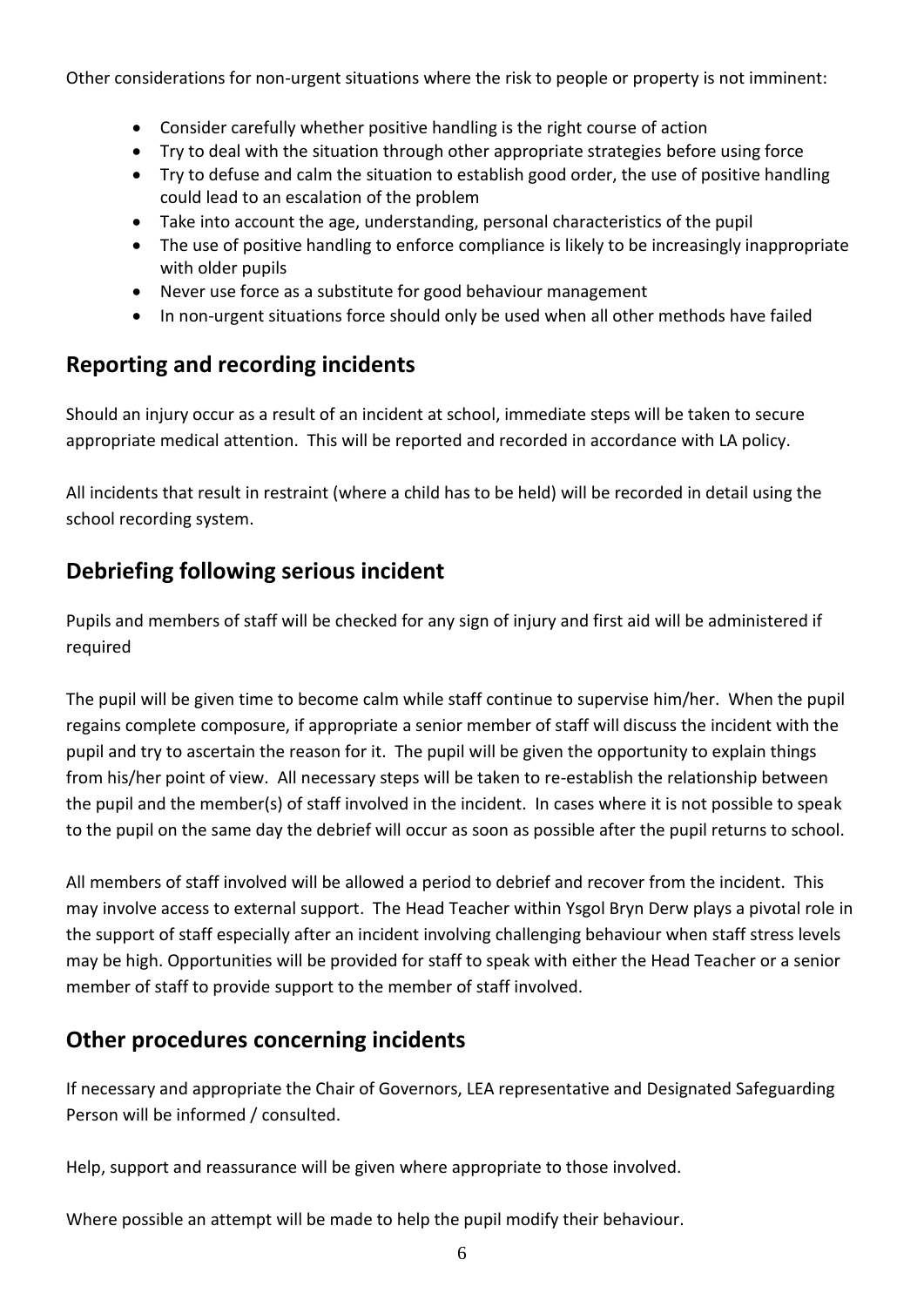Other considerations for non-urgent situations where the risk to people or property is not imminent:

- Consider carefully whether positive handling is the right course of action
- Try to deal with the situation through other appropriate strategies before using force
- Try to defuse and calm the situation to establish good order, the use of positive handling could lead to an escalation of the problem
- Take into account the age, understanding, personal characteristics of the pupil
- The use of positive handling to enforce compliance is likely to be increasingly inappropriate with older pupils
- Never use force as a substitute for good behaviour management
- In non-urgent situations force should only be used when all other methods have failed

## Reporting and recording incidents

Should an injury occur as a result of an incident at school, immediate steps will be taken to secure appropriate medical attention. This will be reported and recorded in accordance with LA policy.

All incidents that result in restraint (where a child has to be held) will be recorded in detail using the school recording system.

## Debriefing following serious incident

Pupils and members of staff will be checked for any sign of injury and first aid will be administered if required

The pupil will be given time to become calm while staff continue to supervise him/her. When the pupil regains complete composure, if appropriate a senior member of staff will discuss the incident with the pupil and try to ascertain the reason for it. The pupil will be given the opportunity to explain things from his/her point of view. All necessary steps will be taken to re-establish the relationship between the pupil and the member(s) of staff involved in the incident. In cases where it is not possible to speak to the pupil on the same day the debrief will occur as soon as possible after the pupil returns to school.

All members of staff involved will be allowed a period to debrief and recover from the incident. This may involve access to external support. The Head Teacher within Ysgol Bryn Derw plays a pivotal role in the support of staff especially after an incident involving challenging behaviour when staff stress levels may be high. Opportunities will be provided for staff to speak with either the Head Teacher or a senior member of staff to provide support to the member of staff involved.

## Other procedures concerning incidents

If necessary and appropriate the Chair of Governors, LEA representative and Designated Safeguarding Person will be informed / consulted.

Help, support and reassurance will be given where appropriate to those involved.

Where possible an attempt will be made to help the pupil modify their behaviour.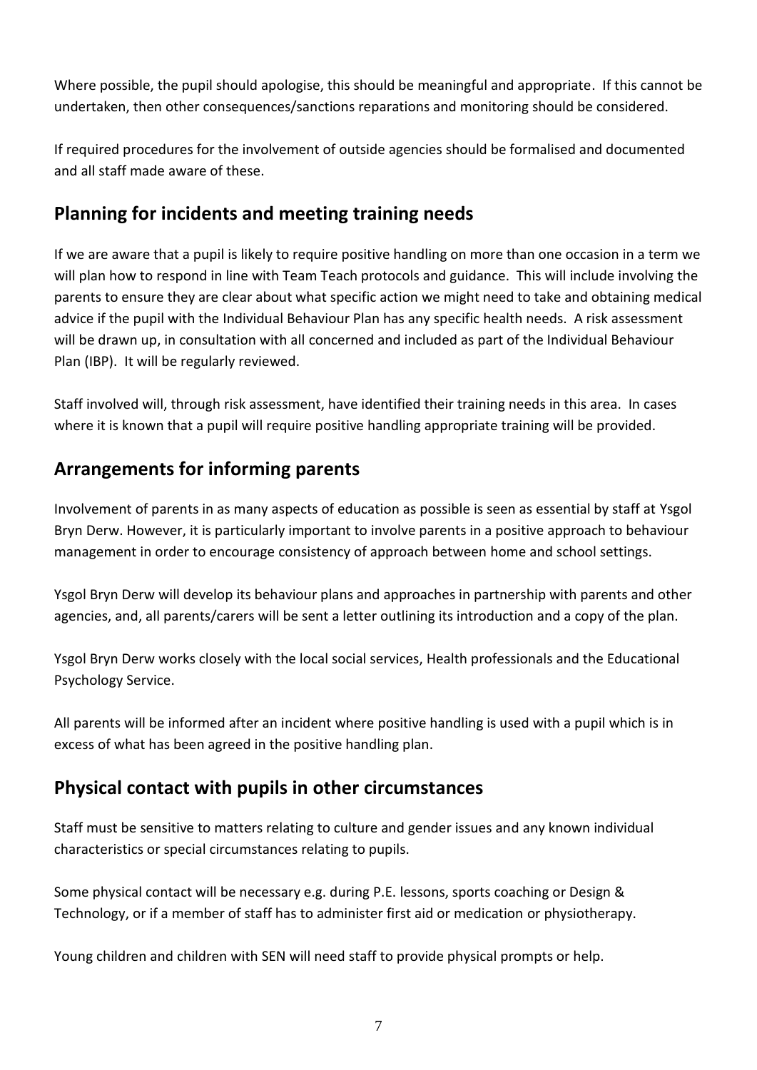Where possible, the pupil should apologise, this should be meaningful and appropriate. If this cannot be undertaken, then other consequences/sanctions reparations and monitoring should be considered.

If required procedures for the involvement of outside agencies should be formalised and documented and all staff made aware of these.

## Planning for incidents and meeting training needs

If we are aware that a pupil is likely to require positive handling on more than one occasion in a term we will plan how to respond in line with Team Teach protocols and guidance. This will include involving the parents to ensure they are clear about what specific action we might need to take and obtaining medical advice if the pupil with the Individual Behaviour Plan has any specific health needs. A risk assessment will be drawn up, in consultation with all concerned and included as part of the Individual Behaviour Plan (IBP). It will be regularly reviewed.

Staff involved will, through risk assessment, have identified their training needs in this area. In cases where it is known that a pupil will require positive handling appropriate training will be provided.

## Arrangements for informing parents

Involvement of parents in as many aspects of education as possible is seen as essential by staff at Ysgol Bryn Derw. However, it is particularly important to involve parents in a positive approach to behaviour management in order to encourage consistency of approach between home and school settings.

Ysgol Bryn Derw will develop its behaviour plans and approaches in partnership with parents and other agencies, and, all parents/carers will be sent a letter outlining its introduction and a copy of the plan.

Ysgol Bryn Derw works closely with the local social services, Health professionals and the Educational Psychology Service.

All parents will be informed after an incident where positive handling is used with a pupil which is in excess of what has been agreed in the positive handling plan.

## Physical contact with pupils in other circumstances

Staff must be sensitive to matters relating to culture and gender issues and any known individual characteristics or special circumstances relating to pupils.

Some physical contact will be necessary e.g. during P.E. lessons, sports coaching or Design & Technology, or if a member of staff has to administer first aid or medication or physiotherapy.

Young children and children with SEN will need staff to provide physical prompts or help.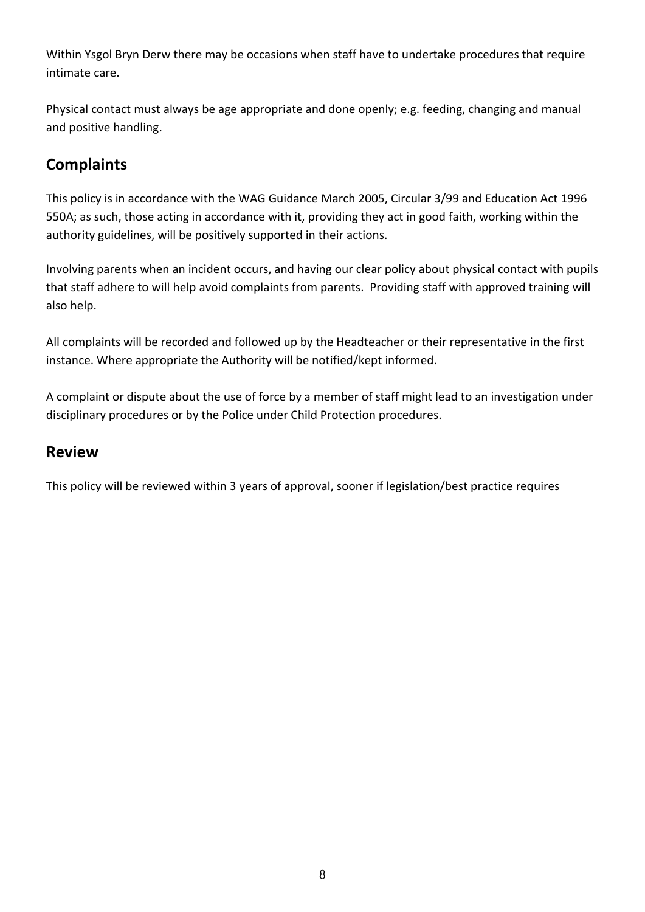Within Ysgol Bryn Derw there may be occasions when staff have to undertake procedures that require intimate care.

Physical contact must always be age appropriate and done openly; e.g. feeding, changing and manual and positive handling.

## Complaints

This policy is in accordance with the WAG Guidance March 2005, Circular 3/99 and Education Act 1996 550A; as such, those acting in accordance with it, providing they act in good faith, working within the authority guidelines, will be positively supported in their actions.

Involving parents when an incident occurs, and having our clear policy about physical contact with pupils that staff adhere to will help avoid complaints from parents. Providing staff with approved training will also help.

All complaints will be recorded and followed up by the Headteacher or their representative in the first instance. Where appropriate the Authority will be notified/kept informed.

A complaint or dispute about the use of force by a member of staff might lead to an investigation under disciplinary procedures or by the Police under Child Protection procedures.

## Review

This policy will be reviewed within 3 years of approval, sooner if legislation/best practice requires